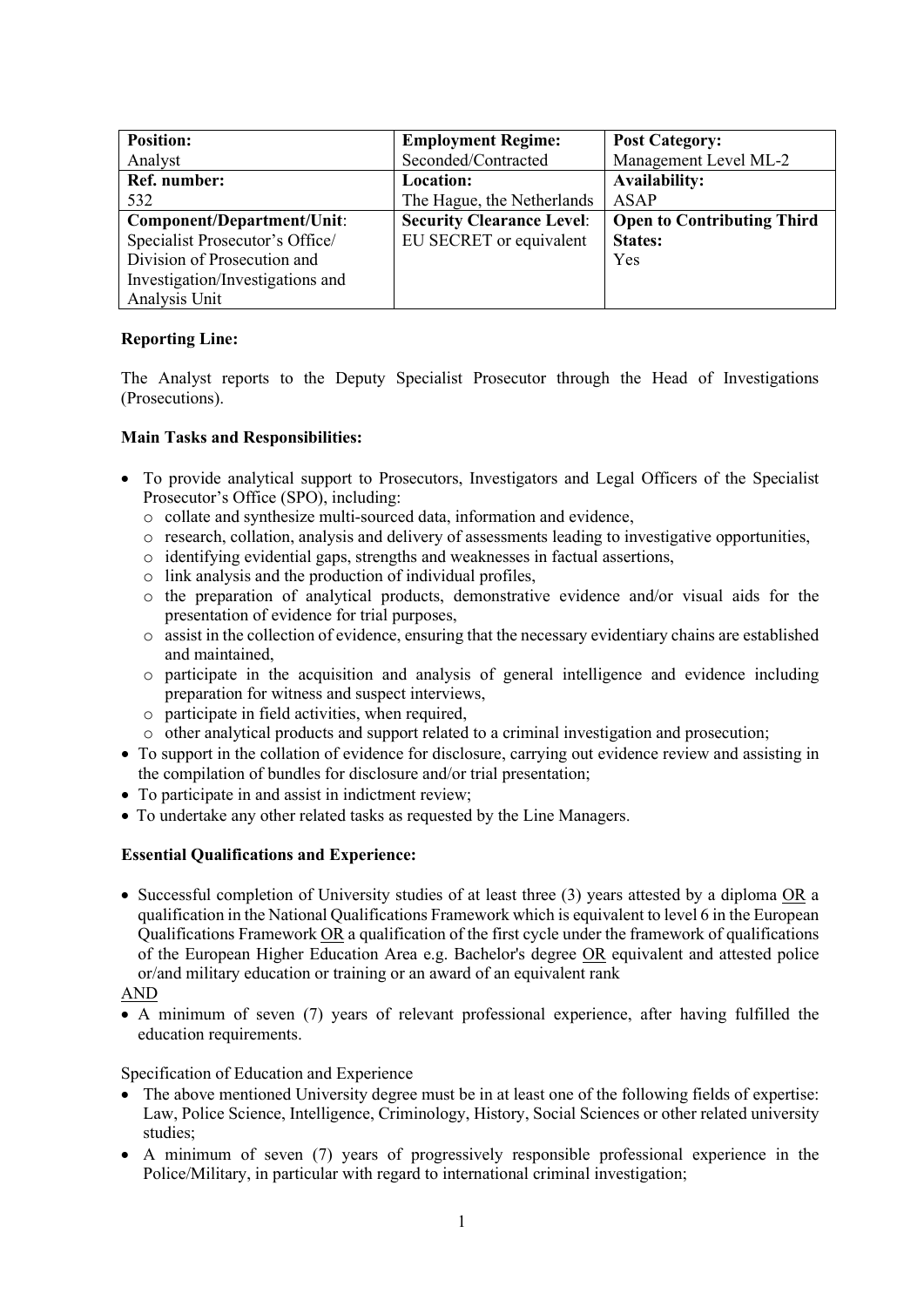| **Position:** Analyst | **Employment Regime:** Seconded/Contracted | **Post Category:** Management Level ML-2 |
|---|---|---|
| **Ref. number:** 532 | **Location:** The Hague, the Netherlands | **Availability:** ASAP |
| **Component/Department/Unit**: Specialist Prosecutor's Office/ Division of Prosecution and Investigation/Investigations and Analysis Unit | **Security Clearance Level**: EU SECRET or equivalent | **Open to Contributing Third States:** Yes |

**Reporting Line:**

The Analyst reports to the Deputy Specialist Prosecutor through the Head of Investigations (Prosecutions).

**Main Tasks and Responsibilities:**

- To provide analytical support to Prosecutors, Investigators and Legal Officers of the Specialist Prosecutor's Office (SPO), including:
  - collate and synthesize multi-sourced data, information and evidence,
  - research, collation, analysis and delivery of assessments leading to investigative opportunities,
  - identifying evidential gaps, strengths and weaknesses in factual assertions,
  - link analysis and the production of individual profiles,
  - the preparation of analytical products, demonstrative evidence and/or visual aids for the presentation of evidence for trial purposes,
  - assist in the collection of evidence, ensuring that the necessary evidentiary chains are established and maintained,
  - participate in the acquisition and analysis of general intelligence and evidence including preparation for witness and suspect interviews,
  - participate in field activities, when required,
  - other analytical products and support related to a criminal investigation and prosecution;
- To support in the collation of evidence for disclosure, carrying out evidence review and assisting in the compilation of bundles for disclosure and/or trial presentation;
- To participate in and assist in indictment review;
- To undertake any other related tasks as requested by the Line Managers.

**Essential Qualifications and Experience:**

- Successful completion of University studies of at least three (3) years attested by a diploma <u>OR</u> a qualification in the National Qualifications Framework which is equivalent to level 6 in the European Qualifications Framework <u>OR</u> a qualification of the first cycle under the framework of qualifications of the European Higher Education Area e.g. Bachelor's degree <u>OR</u> equivalent and attested police or/and military education or training or an award of an equivalent rank

<u>AND</u>

- A minimum of seven (7) years of relevant professional experience, after having fulfilled the education requirements.

Specification of Education and Experience

- The above mentioned University degree must be in at least one of the following fields of expertise: Law, Police Science, Intelligence, Criminology, History, Social Sciences or other related university studies;
- A minimum of seven (7) years of progressively responsible professional experience in the Police/Military, in particular with regard to international criminal investigation;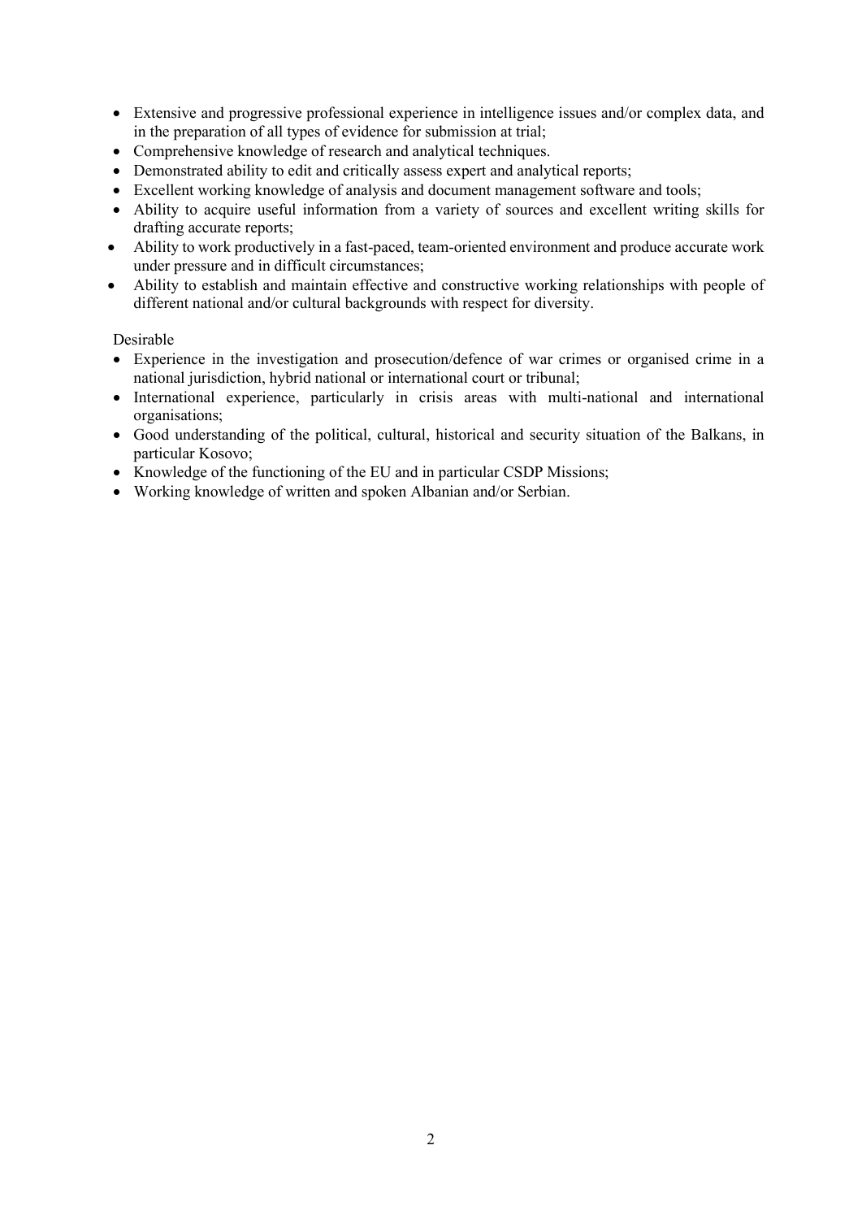- Extensive and progressive professional experience in intelligence issues and/or complex data, and in the preparation of all types of evidence for submission at trial;
- Comprehensive knowledge of research and analytical techniques.
- Demonstrated ability to edit and critically assess expert and analytical reports;
- Excellent working knowledge of analysis and document management software and tools;
- Ability to acquire useful information from a variety of sources and excellent writing skills for drafting accurate reports;
- Ability to work productively in a fast-paced, team-oriented environment and produce accurate work under pressure and in difficult circumstances;
- Ability to establish and maintain effective and constructive working relationships with people of different national and/or cultural backgrounds with respect for diversity.

Desirable

- Experience in the investigation and prosecution/defence of war crimes or organised crime in a national jurisdiction, hybrid national or international court or tribunal;
- International experience, particularly in crisis areas with multi-national and international organisations;
- Good understanding of the political, cultural, historical and security situation of the Balkans, in particular Kosovo;
- Knowledge of the functioning of the EU and in particular CSDP Missions;
- Working knowledge of written and spoken Albanian and/or Serbian.